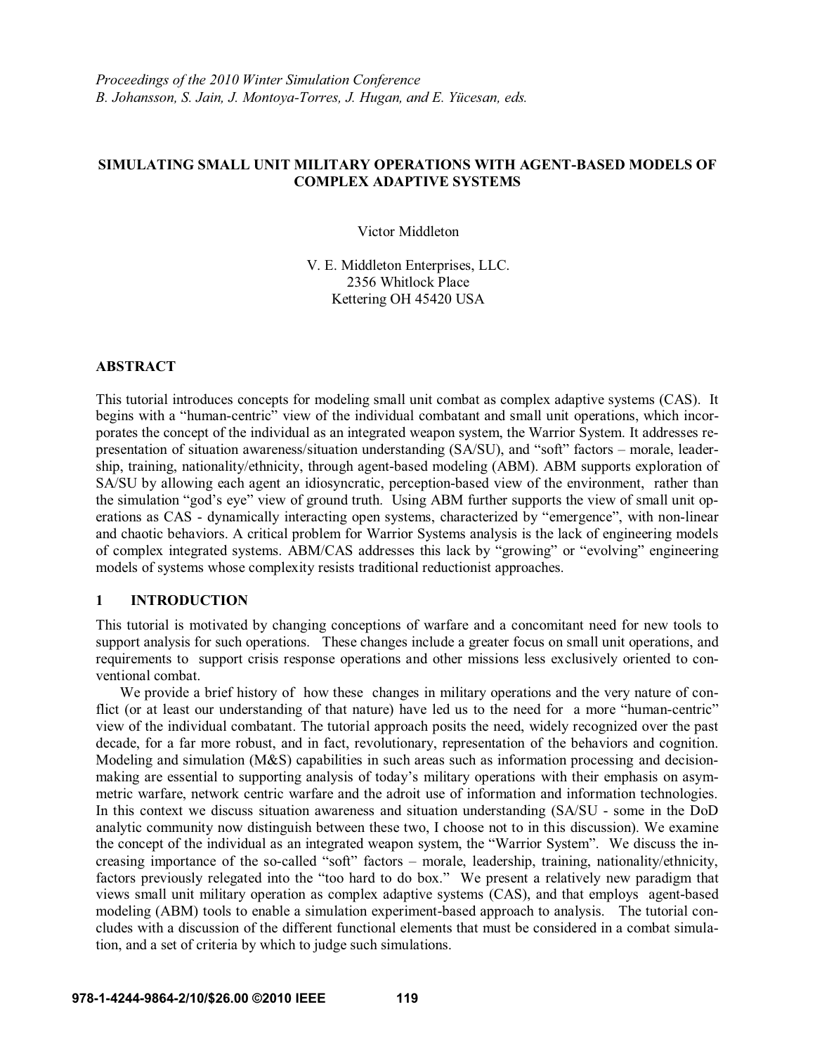*Proceedings of the 2010 Winter Simulation Conference*
*B. Johansson, S. Jain, J. Montoya-Torres, J. Hugan, and E. Yücesan, eds.*

# SIMULATING SMALL UNIT MILITARY OPERATIONS WITH AGENT-BASED MODELS OF COMPLEX ADAPTIVE SYSTEMS

Victor Middleton

V. E. Middleton Enterprises, LLC.
2356 Whitlock Place
Kettering OH 45420 USA

## ABSTRACT

This tutorial introduces concepts for modeling small unit combat as complex adaptive systems (CAS). It begins with a "human-centric" view of the individual combatant and small unit operations, which incorporates the concept of the individual as an integrated weapon system, the Warrior System. It addresses representation of situation awareness/situation understanding (SA/SU), and "soft" factors – morale, leadership, training, nationality/ethnicity, through agent-based modeling (ABM). ABM supports exploration of SA/SU by allowing each agent an idiosyncratic, perception-based view of the environment, rather than the simulation "god's eye" view of ground truth. Using ABM further supports the view of small unit operations as CAS - dynamically interacting open systems, characterized by "emergence", with non-linear and chaotic behaviors. A critical problem for Warrior Systems analysis is the lack of engineering models of complex integrated systems. ABM/CAS addresses this lack by "growing" or "evolving" engineering models of systems whose complexity resists traditional reductionist approaches.

## 1 INTRODUCTION

This tutorial is motivated by changing conceptions of warfare and a concomitant need for new tools to support analysis for such operations. These changes include a greater focus on small unit operations, and requirements to support crisis response operations and other missions less exclusively oriented to conventional combat.

We provide a brief history of how these changes in military operations and the very nature of conflict (or at least our understanding of that nature) have led us to the need for a more "human-centric" view of the individual combatant. The tutorial approach posits the need, widely recognized over the past decade, for a far more robust, and in fact, revolutionary, representation of the behaviors and cognition. Modeling and simulation (M&S) capabilities in such areas such as information processing and decision-making are essential to supporting analysis of today's military operations with their emphasis on asymmetric warfare, network centric warfare and the adroit use of information and information technologies. In this context we discuss situation awareness and situation understanding (SA/SU - some in the DoD analytic community now distinguish between these two, I choose not to in this discussion). We examine the concept of the individual as an integrated weapon system, the "Warrior System". We discuss the increasing importance of the so-called "soft" factors – morale, leadership, training, nationality/ethnicity, factors previously relegated into the "too hard to do box." We present a relatively new paradigm that views small unit military operation as complex adaptive systems (CAS), and that employs agent-based modeling (ABM) tools to enable a simulation experiment-based approach to analysis. The tutorial concludes with a discussion of the different functional elements that must be considered in a combat simulation, and a set of criteria by which to judge such simulations.

978-1-4244-9864-2/10/$26.00 ©2010 IEEE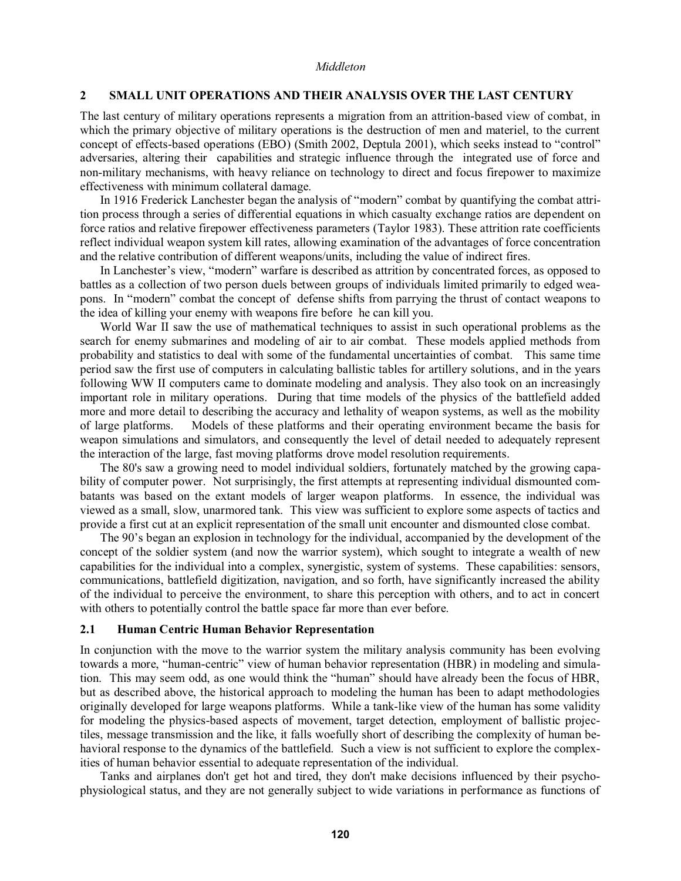## 2 SMALL UNIT OPERATIONS AND THEIR ANALYSIS OVER THE LAST CENTURY

The last century of military operations represents a migration from an attrition-based view of combat, in which the primary objective of military operations is the destruction of men and materiel, to the current concept of effects-based operations (EBO) (Smith 2002, Deptula 2001), which seeks instead to "control" adversaries, altering their capabilities and strategic influence through the integrated use of force and non-military mechanisms, with heavy reliance on technology to direct and focus firepower to maximize effectiveness with minimum collateral damage.

In 1916 Frederick Lanchester began the analysis of "modern" combat by quantifying the combat attrition process through a series of differential equations in which casualty exchange ratios are dependent on force ratios and relative firepower effectiveness parameters (Taylor 1983). These attrition rate coefficients reflect individual weapon system kill rates, allowing examination of the advantages of force concentration and the relative contribution of different weapons/units, including the value of indirect fires.

In Lanchester's view, "modern" warfare is described as attrition by concentrated forces, as opposed to battles as a collection of two person duels between groups of individuals limited primarily to edged weapons. In "modern" combat the concept of defense shifts from parrying the thrust of contact weapons to the idea of killing your enemy with weapons fire before he can kill you.

World War II saw the use of mathematical techniques to assist in such operational problems as the search for enemy submarines and modeling of air to air combat. These models applied methods from probability and statistics to deal with some of the fundamental uncertainties of combat. This same time period saw the first use of computers in calculating ballistic tables for artillery solutions, and in the years following WW II computers came to dominate modeling and analysis. They also took on an increasingly important role in military operations. During that time models of the physics of the battlefield added more and more detail to describing the accuracy and lethality of weapon systems, as well as the mobility of large platforms. Models of these platforms and their operating environment became the basis for weapon simulations and simulators, and consequently the level of detail needed to adequately represent the interaction of the large, fast moving platforms drove model resolution requirements.

The 80's saw a growing need to model individual soldiers, fortunately matched by the growing capability of computer power. Not surprisingly, the first attempts at representing individual dismounted combatants was based on the extant models of larger weapon platforms. In essence, the individual was viewed as a small, slow, unarmored tank. This view was sufficient to explore some aspects of tactics and provide a first cut at an explicit representation of the small unit encounter and dismounted close combat.

The 90's began an explosion in technology for the individual, accompanied by the development of the concept of the soldier system (and now the warrior system), which sought to integrate a wealth of new capabilities for the individual into a complex, synergistic, system of systems. These capabilities: sensors, communications, battlefield digitization, navigation, and so forth, have significantly increased the ability of the individual to perceive the environment, to share this perception with others, and to act in concert with others to potentially control the battle space far more than ever before.

### 2.1 Human Centric Human Behavior Representation

In conjunction with the move to the warrior system the military analysis community has been evolving towards a more, "human-centric" view of human behavior representation (HBR) in modeling and simulation. This may seem odd, as one would think the "human" should have already been the focus of HBR, but as described above, the historical approach to modeling the human has been to adapt methodologies originally developed for large weapons platforms. While a tank-like view of the human has some validity for modeling the physics-based aspects of movement, target detection, employment of ballistic projectiles, message transmission and the like, it falls woefully short of describing the complexity of human behavioral response to the dynamics of the battlefield. Such a view is not sufficient to explore the complexities of human behavior essential to adequate representation of the individual.

Tanks and airplanes don't get hot and tired, they don't make decisions influenced by their psychophysiological status, and they are not generally subject to wide variations in performance as functions of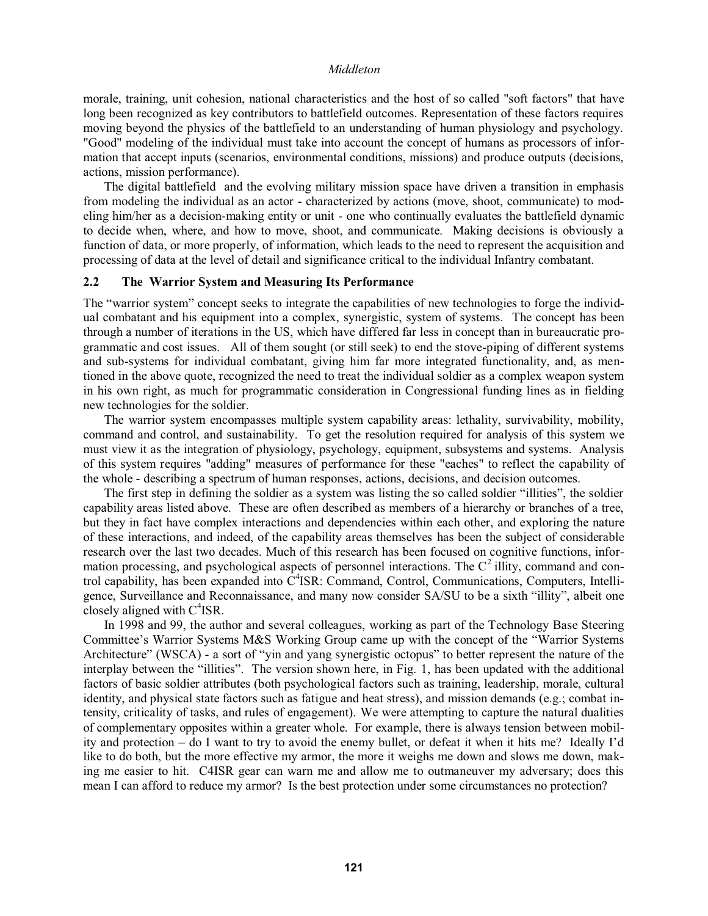morale, training, unit cohesion, national characteristics and the host of so called "soft factors" that have long been recognized as key contributors to battlefield outcomes. Representation of these factors requires moving beyond the physics of the battlefield to an understanding of human physiology and psychology. "Good" modeling of the individual must take into account the concept of humans as processors of information that accept inputs (scenarios, environmental conditions, missions) and produce outputs (decisions, actions, mission performance).

The digital battlefield and the evolving military mission space have driven a transition in emphasis from modeling the individual as an actor - characterized by actions (move, shoot, communicate) to modeling him/her as a decision-making entity or unit - one who continually evaluates the battlefield dynamic to decide when, where, and how to move, shoot, and communicate. Making decisions is obviously a function of data, or more properly, of information, which leads to the need to represent the acquisition and processing of data at the level of detail and significance critical to the individual Infantry combatant.

### 2.2 The Warrior System and Measuring Its Performance

The "warrior system" concept seeks to integrate the capabilities of new technologies to forge the individual combatant and his equipment into a complex, synergistic, system of systems. The concept has been through a number of iterations in the US, which have differed far less in concept than in bureaucratic programmatic and cost issues. All of them sought (or still seek) to end the stove-piping of different systems and sub-systems for individual combatant, giving him far more integrated functionality, and, as mentioned in the above quote, recognized the need to treat the individual soldier as a complex weapon system in his own right, as much for programmatic consideration in Congressional funding lines as in fielding new technologies for the soldier.

The warrior system encompasses multiple system capability areas: lethality, survivability, mobility, command and control, and sustainability. To get the resolution required for analysis of this system we must view it as the integration of physiology, psychology, equipment, subsystems and systems. Analysis of this system requires "adding" measures of performance for these "eaches" to reflect the capability of the whole - describing a spectrum of human responses, actions, decisions, and decision outcomes.

The first step in defining the soldier as a system was listing the so called soldier "illities", the soldier capability areas listed above. These are often described as members of a hierarchy or branches of a tree, but they in fact have complex interactions and dependencies within each other, and exploring the nature of these interactions, and indeed, of the capability areas themselves has been the subject of considerable research over the last two decades. Much of this research has been focused on cognitive functions, information processing, and psychological aspects of personnel interactions. The $C^2$ illity, command and control capability, has been expanded into $C^4$ISR: Command, Control, Communications, Computers, Intelligence, Surveillance and Reconnaissance, and many now consider SA/SU to be a sixth "illity", albeit one closely aligned with $C^4$ISR.

In 1998 and 99, the author and several colleagues, working as part of the Technology Base Steering Committee's Warrior Systems M&S Working Group came up with the concept of the "Warrior Systems Architecture" (WSCA) - a sort of "yin and yang synergistic octopus" to better represent the nature of the interplay between the "illities". The version shown here, in Fig. 1, has been updated with the additional factors of basic soldier attributes (both psychological factors such as training, leadership, morale, cultural identity, and physical state factors such as fatigue and heat stress), and mission demands (e.g.; combat intensity, criticality of tasks, and rules of engagement). We were attempting to capture the natural dualities of complementary opposites within a greater whole. For example, there is always tension between mobility and protection – do I want to try to avoid the enemy bullet, or defeat it when it hits me? Ideally I'd like to do both, but the more effective my armor, the more it weighs me down and slows me down, making me easier to hit. C4ISR gear can warn me and allow me to outmaneuver my adversary; does this mean I can afford to reduce my armor? Is the best protection under some circumstances no protection?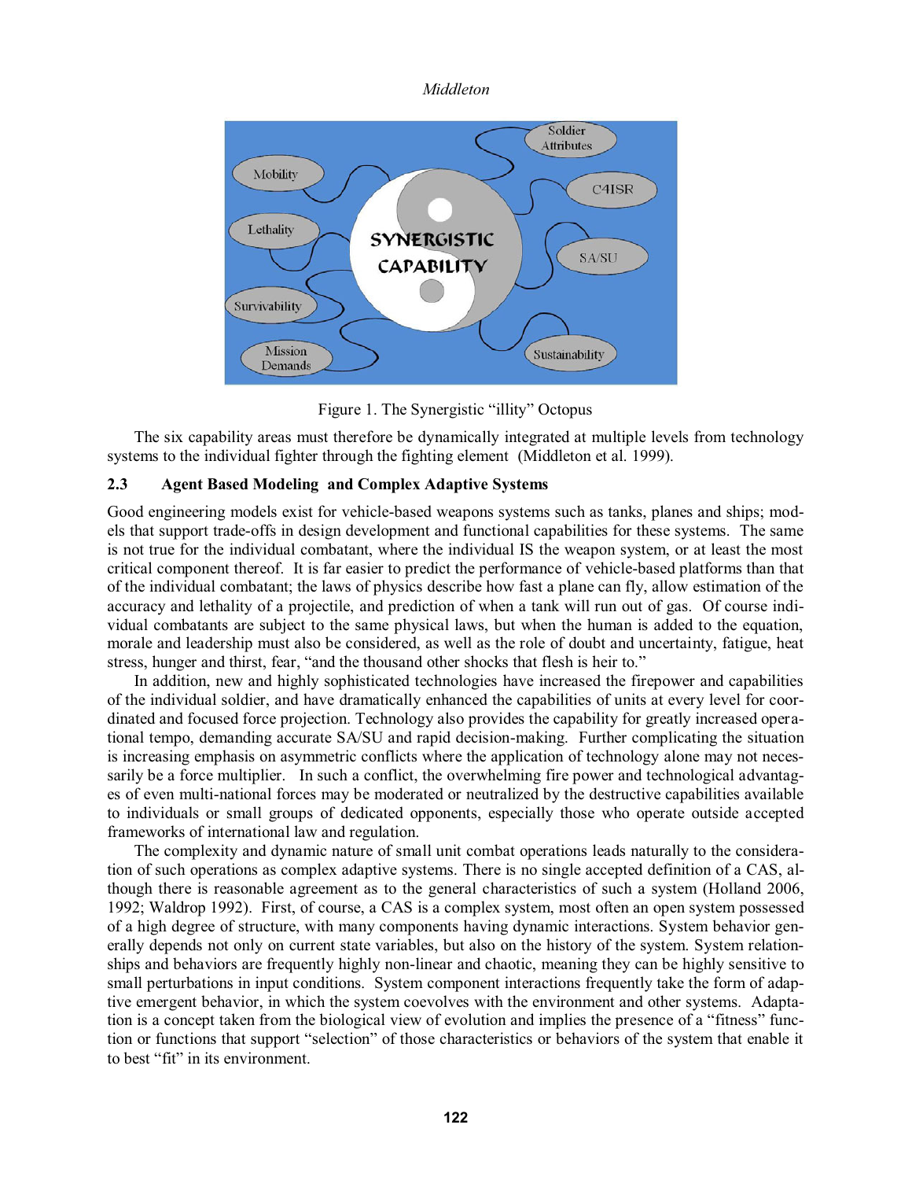Figure 1. The Synergistic "illity" Octopus

The six capability areas must therefore be dynamically integrated at multiple levels from technology systems to the individual fighter through the fighting element (Middleton et al. 1999).

### 2.3 Agent Based Modeling and Complex Adaptive Systems

Good engineering models exist for vehicle-based weapons systems such as tanks, planes and ships; models that support trade-offs in design development and functional capabilities for these systems. The same is not true for the individual combatant, where the individual IS the weapon system, or at least the most critical component thereof. It is far easier to predict the performance of vehicle-based platforms than that of the individual combatant; the laws of physics describe how fast a plane can fly, allow estimation of the accuracy and lethality of a projectile, and prediction of when a tank will run out of gas. Of course individual combatants are subject to the same physical laws, but when the human is added to the equation, morale and leadership must also be considered, as well as the role of doubt and uncertainty, fatigue, heat stress, hunger and thirst, fear, "and the thousand other shocks that flesh is heir to."

In addition, new and highly sophisticated technologies have increased the firepower and capabilities of the individual soldier, and have dramatically enhanced the capabilities of units at every level for coordinated and focused force projection. Technology also provides the capability for greatly increased operational tempo, demanding accurate SA/SU and rapid decision-making. Further complicating the situation is increasing emphasis on asymmetric conflicts where the application of technology alone may not necessarily be a force multiplier. In such a conflict, the overwhelming fire power and technological advantages of even multi-national forces may be moderated or neutralized by the destructive capabilities available to individuals or small groups of dedicated opponents, especially those who operate outside accepted frameworks of international law and regulation.

The complexity and dynamic nature of small unit combat operations leads naturally to the consideration of such operations as complex adaptive systems. There is no single accepted definition of a CAS, although there is reasonable agreement as to the general characteristics of such a system (Holland 2006, 1992; Waldrop 1992). First, of course, a CAS is a complex system, most often an open system possessed of a high degree of structure, with many components having dynamic interactions. System behavior generally depends not only on current state variables, but also on the history of the system. System relationships and behaviors are frequently highly non-linear and chaotic, meaning they can be highly sensitive to small perturbations in input conditions. System component interactions frequently take the form of adaptive emergent behavior, in which the system coevolves with the environment and other systems. Adaptation is a concept taken from the biological view of evolution and implies the presence of a "fitness" function or functions that support "selection" of those characteristics or behaviors of the system that enable it to best "fit" in its environment.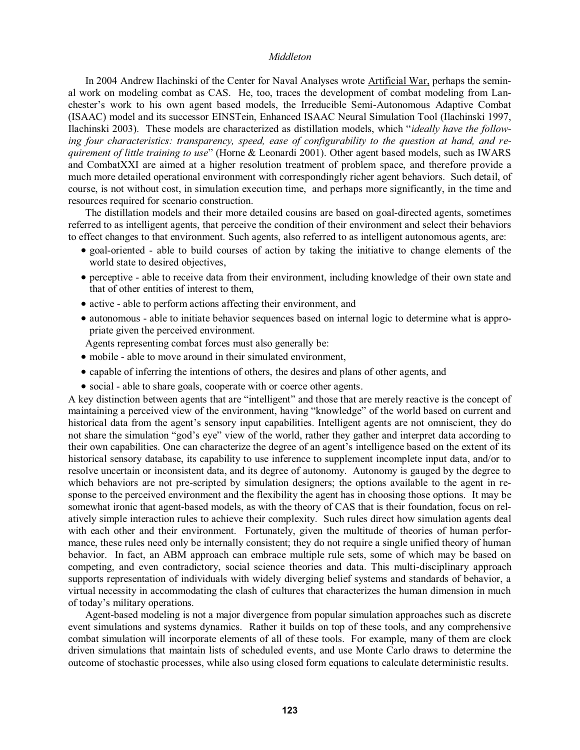In 2004 Andrew Ilachinski of the Center for Naval Analyses wrote Artificial War, perhaps the seminal work on modeling combat as CAS. He, too, traces the development of combat modeling from Lanchester's work to his own agent based models, the Irreducible Semi-Autonomous Adaptive Combat (ISAAC) model and its successor EINSTein, Enhanced ISAAC Neural Simulation Tool (Ilachinski 1997, Ilachinski 2003). These models are characterized as distillation models, which "*ideally have the following four characteristics: transparency, speed, ease of configurability to the question at hand, and requirement of little training to use*" (Horne & Leonardi 2001). Other agent based models, such as IWARS and CombatXXI are aimed at a higher resolution treatment of problem space, and therefore provide a much more detailed operational environment with correspondingly richer agent behaviors. Such detail, of course, is not without cost, in simulation execution time, and perhaps more significantly, in the time and resources required for scenario construction.

The distillation models and their more detailed cousins are based on goal-directed agents, sometimes referred to as intelligent agents, that perceive the condition of their environment and select their behaviors to effect changes to that environment. Such agents, also referred to as intelligent autonomous agents, are:

- goal-oriented - able to build courses of action by taking the initiative to change elements of the world state to desired objectives,
- perceptive - able to receive data from their environment, including knowledge of their own state and that of other entities of interest to them,
- active - able to perform actions affecting their environment, and
- autonomous - able to initiate behavior sequences based on internal logic to determine what is appropriate given the perceived environment.

Agents representing combat forces must also generally be:

- mobile - able to move around in their simulated environment,
- capable of inferring the intentions of others, the desires and plans of other agents, and
- social - able to share goals, cooperate with or coerce other agents.

A key distinction between agents that are "intelligent" and those that are merely reactive is the concept of maintaining a perceived view of the environment, having "knowledge" of the world based on current and historical data from the agent's sensory input capabilities. Intelligent agents are not omniscient, they do not share the simulation "god's eye" view of the world, rather they gather and interpret data according to their own capabilities. One can characterize the degree of an agent's intelligence based on the extent of its historical sensory database, its capability to use inference to supplement incomplete input data, and/or to resolve uncertain or inconsistent data, and its degree of autonomy. Autonomy is gauged by the degree to which behaviors are not pre-scripted by simulation designers; the options available to the agent in response to the perceived environment and the flexibility the agent has in choosing those options. It may be somewhat ironic that agent-based models, as with the theory of CAS that is their foundation, focus on relatively simple interaction rules to achieve their complexity. Such rules direct how simulation agents deal with each other and their environment. Fortunately, given the multitude of theories of human performance, these rules need only be internally consistent; they do not require a single unified theory of human behavior. In fact, an ABM approach can embrace multiple rule sets, some of which may be based on competing, and even contradictory, social science theories and data. This multi-disciplinary approach supports representation of individuals with widely diverging belief systems and standards of behavior, a virtual necessity in accommodating the clash of cultures that characterizes the human dimension in much of today's military operations.

Agent-based modeling is not a major divergence from popular simulation approaches such as discrete event simulations and systems dynamics. Rather it builds on top of these tools, and any comprehensive combat simulation will incorporate elements of all of these tools. For example, many of them are clock driven simulations that maintain lists of scheduled events, and use Monte Carlo draws to determine the outcome of stochastic processes, while also using closed form equations to calculate deterministic results.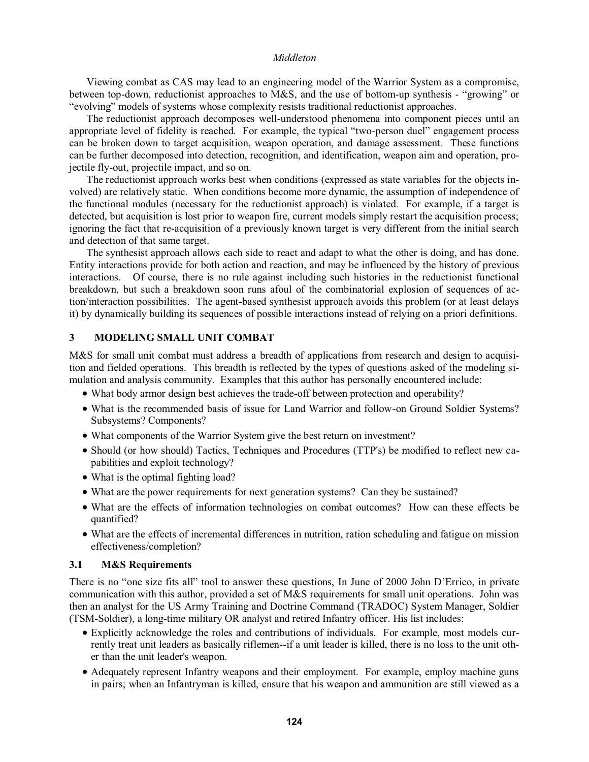Viewing combat as CAS may lead to an engineering model of the Warrior System as a compromise, between top-down, reductionist approaches to M&S, and the use of bottom-up synthesis - "growing" or "evolving" models of systems whose complexity resists traditional reductionist approaches.

The reductionist approach decomposes well-understood phenomena into component pieces until an appropriate level of fidelity is reached. For example, the typical "two-person duel" engagement process can be broken down to target acquisition, weapon operation, and damage assessment. These functions can be further decomposed into detection, recognition, and identification, weapon aim and operation, projectile fly-out, projectile impact, and so on.

The reductionist approach works best when conditions (expressed as state variables for the objects involved) are relatively static. When conditions become more dynamic, the assumption of independence of the functional modules (necessary for the reductionist approach) is violated. For example, if a target is detected, but acquisition is lost prior to weapon fire, current models simply restart the acquisition process; ignoring the fact that re-acquisition of a previously known target is very different from the initial search and detection of that same target.

The synthesist approach allows each side to react and adapt to what the other is doing, and has done. Entity interactions provide for both action and reaction, and may be influenced by the history of previous interactions. Of course, there is no rule against including such histories in the reductionist functional breakdown, but such a breakdown soon runs afoul of the combinatorial explosion of sequences of action/interaction possibilities. The agent-based synthesist approach avoids this problem (or at least delays it) by dynamically building its sequences of possible interactions instead of relying on a priori definitions.

## 3 MODELING SMALL UNIT COMBAT

M&S for small unit combat must address a breadth of applications from research and design to acquisition and fielded operations. This breadth is reflected by the types of questions asked of the modeling simulation and analysis community. Examples that this author has personally encountered include:

- What body armor design best achieves the trade-off between protection and operability?
- What is the recommended basis of issue for Land Warrior and follow-on Ground Soldier Systems? Subsystems? Components?
- What components of the Warrior System give the best return on investment?
- Should (or how should) Tactics, Techniques and Procedures (TTP's) be modified to reflect new capabilities and exploit technology?
- What is the optimal fighting load?
- What are the power requirements for next generation systems? Can they be sustained?
- What are the effects of information technologies on combat outcomes? How can these effects be quantified?
- What are the effects of incremental differences in nutrition, ration scheduling and fatigue on mission effectiveness/completion?

### 3.1 M&S Requirements

There is no "one size fits all" tool to answer these questions, In June of 2000 John D'Errico, in private communication with this author, provided a set of M&S requirements for small unit operations. John was then an analyst for the US Army Training and Doctrine Command (TRADOC) System Manager, Soldier (TSM-Soldier), a long-time military OR analyst and retired Infantry officer. His list includes:

- Explicitly acknowledge the roles and contributions of individuals. For example, most models currently treat unit leaders as basically riflemen--if a unit leader is killed, there is no loss to the unit other than the unit leader's weapon.
- Adequately represent Infantry weapons and their employment. For example, employ machine guns in pairs; when an Infantryman is killed, ensure that his weapon and ammunition are still viewed as a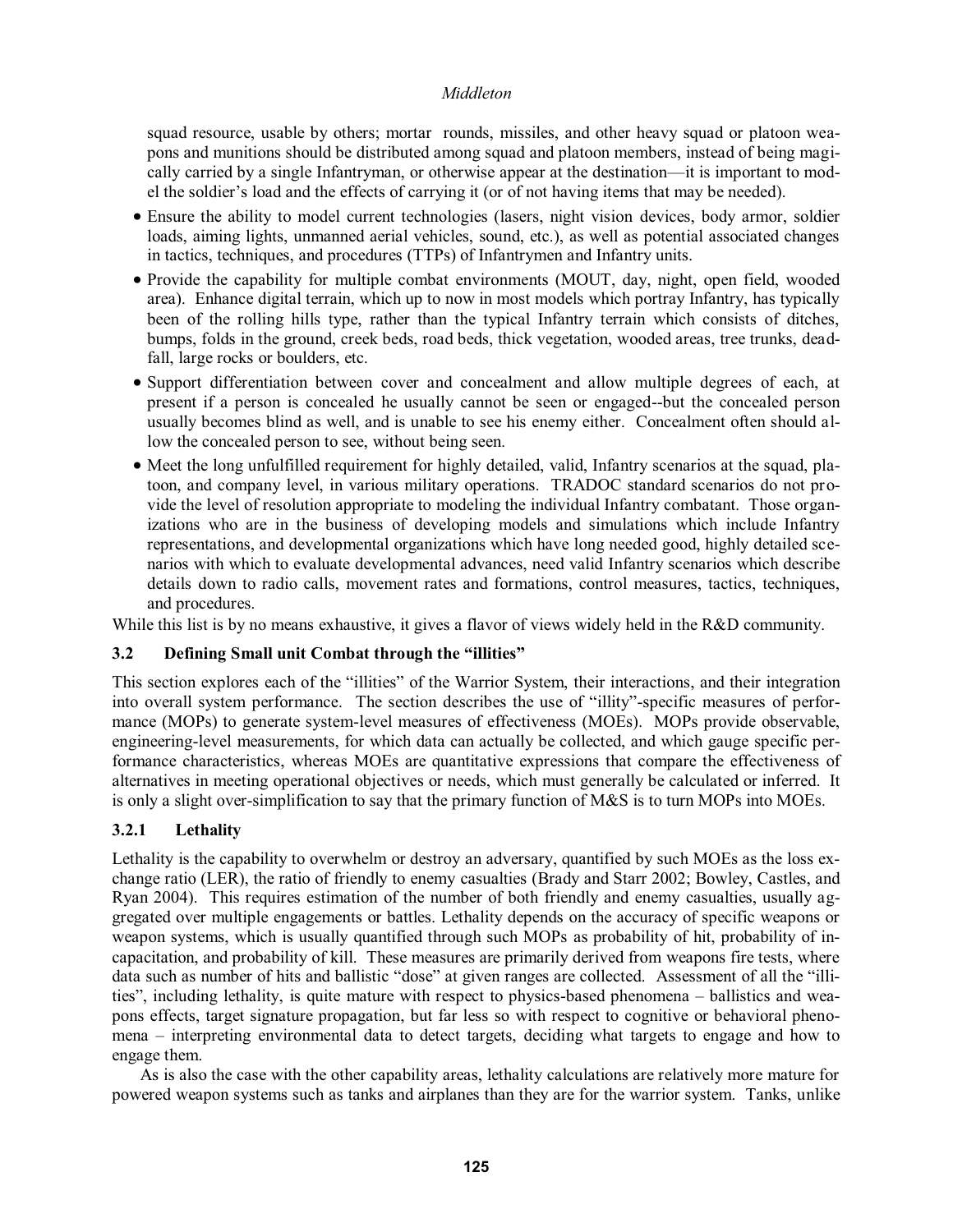squad resource, usable by others; mortar rounds, missiles, and other heavy squad or platoon weapons and munitions should be distributed among squad and platoon members, instead of being magically carried by a single Infantryman, or otherwise appear at the destination—it is important to model the soldier's load and the effects of carrying it (or of not having items that may be needed).

- Ensure the ability to model current technologies (lasers, night vision devices, body armor, soldier loads, aiming lights, unmanned aerial vehicles, sound, etc.), as well as potential associated changes in tactics, techniques, and procedures (TTPs) of Infantrymen and Infantry units.
- Provide the capability for multiple combat environments (MOUT, day, night, open field, wooded area). Enhance digital terrain, which up to now in most models which portray Infantry, has typically been of the rolling hills type, rather than the typical Infantry terrain which consists of ditches, bumps, folds in the ground, creek beds, road beds, thick vegetation, wooded areas, tree trunks, deadfall, large rocks or boulders, etc.
- Support differentiation between cover and concealment and allow multiple degrees of each, at present if a person is concealed he usually cannot be seen or engaged--but the concealed person usually becomes blind as well, and is unable to see his enemy either. Concealment often should allow the concealed person to see, without being seen.
- Meet the long unfulfilled requirement for highly detailed, valid, Infantry scenarios at the squad, platoon, and company level, in various military operations. TRADOC standard scenarios do not provide the level of resolution appropriate to modeling the individual Infantry combatant. Those organizations who are in the business of developing models and simulations which include Infantry representations, and developmental organizations which have long needed good, highly detailed scenarios with which to evaluate developmental advances, need valid Infantry scenarios which describe details down to radio calls, movement rates and formations, control measures, tactics, techniques, and procedures.

While this list is by no means exhaustive, it gives a flavor of views widely held in the R&D community.

### 3.2 Defining Small unit Combat through the "illities"

This section explores each of the "illities" of the Warrior System, their interactions, and their integration into overall system performance. The section describes the use of "illity"-specific measures of performance (MOPs) to generate system-level measures of effectiveness (MOEs). MOPs provide observable, engineering-level measurements, for which data can actually be collected, and which gauge specific performance characteristics, whereas MOEs are quantitative expressions that compare the effectiveness of alternatives in meeting operational objectives or needs, which must generally be calculated or inferred. It is only a slight over-simplification to say that the primary function of M&S is to turn MOPs into MOEs.

#### 3.2.1 Lethality

Lethality is the capability to overwhelm or destroy an adversary, quantified by such MOEs as the loss exchange ratio (LER), the ratio of friendly to enemy casualties (Brady and Starr 2002; Bowley, Castles, and Ryan 2004). This requires estimation of the number of both friendly and enemy casualties, usually aggregated over multiple engagements or battles. Lethality depends on the accuracy of specific weapons or weapon systems, which is usually quantified through such MOPs as probability of hit, probability of incapacitation, and probability of kill. These measures are primarily derived from weapons fire tests, where data such as number of hits and ballistic "dose" at given ranges are collected. Assessment of all the "illities", including lethality, is quite mature with respect to physics-based phenomena – ballistics and weapons effects, target signature propagation, but far less so with respect to cognitive or behavioral phenomena – interpreting environmental data to detect targets, deciding what targets to engage and how to engage them.

As is also the case with the other capability areas, lethality calculations are relatively more mature for powered weapon systems such as tanks and airplanes than they are for the warrior system. Tanks, unlike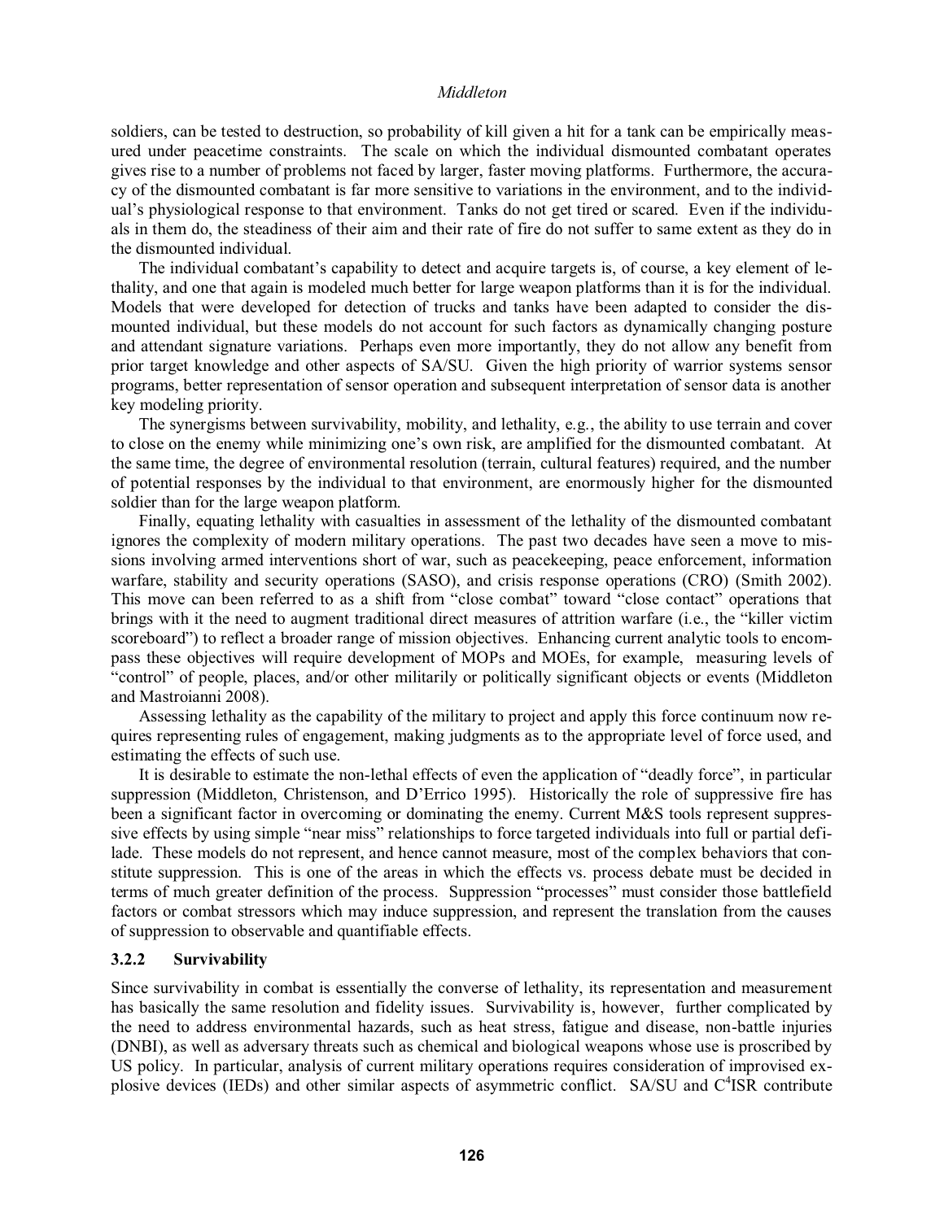soldiers, can be tested to destruction, so probability of kill given a hit for a tank can be empirically measured under peacetime constraints. The scale on which the individual dismounted combatant operates gives rise to a number of problems not faced by larger, faster moving platforms. Furthermore, the accuracy of the dismounted combatant is far more sensitive to variations in the environment, and to the individual's physiological response to that environment. Tanks do not get tired or scared. Even if the individuals in them do, the steadiness of their aim and their rate of fire do not suffer to same extent as they do in the dismounted individual.

The individual combatant's capability to detect and acquire targets is, of course, a key element of lethality, and one that again is modeled much better for large weapon platforms than it is for the individual. Models that were developed for detection of trucks and tanks have been adapted to consider the dismounted individual, but these models do not account for such factors as dynamically changing posture and attendant signature variations. Perhaps even more importantly, they do not allow any benefit from prior target knowledge and other aspects of SA/SU. Given the high priority of warrior systems sensor programs, better representation of sensor operation and subsequent interpretation of sensor data is another key modeling priority.

The synergisms between survivability, mobility, and lethality, e.g., the ability to use terrain and cover to close on the enemy while minimizing one's own risk, are amplified for the dismounted combatant. At the same time, the degree of environmental resolution (terrain, cultural features) required, and the number of potential responses by the individual to that environment, are enormously higher for the dismounted soldier than for the large weapon platform.

Finally, equating lethality with casualties in assessment of the lethality of the dismounted combatant ignores the complexity of modern military operations. The past two decades have seen a move to missions involving armed interventions short of war, such as peacekeeping, peace enforcement, information warfare, stability and security operations (SASO), and crisis response operations (CRO) (Smith 2002). This move can been referred to as a shift from "close combat" toward "close contact" operations that brings with it the need to augment traditional direct measures of attrition warfare (i.e., the "killer victim scoreboard") to reflect a broader range of mission objectives. Enhancing current analytic tools to encompass these objectives will require development of MOPs and MOEs, for example, measuring levels of "control" of people, places, and/or other militarily or politically significant objects or events (Middleton and Mastroianni 2008).

Assessing lethality as the capability of the military to project and apply this force continuum now requires representing rules of engagement, making judgments as to the appropriate level of force used, and estimating the effects of such use.

It is desirable to estimate the non-lethal effects of even the application of "deadly force", in particular suppression (Middleton, Christenson, and D'Errico 1995). Historically the role of suppressive fire has been a significant factor in overcoming or dominating the enemy. Current M&S tools represent suppressive effects by using simple "near miss" relationships to force targeted individuals into full or partial defilade. These models do not represent, and hence cannot measure, most of the complex behaviors that constitute suppression. This is one of the areas in which the effects vs. process debate must be decided in terms of much greater definition of the process. Suppression "processes" must consider those battlefield factors or combat stressors which may induce suppression, and represent the translation from the causes of suppression to observable and quantifiable effects.

### 3.2.2 Survivability

Since survivability in combat is essentially the converse of lethality, its representation and measurement has basically the same resolution and fidelity issues. Survivability is, however, further complicated by the need to address environmental hazards, such as heat stress, fatigue and disease, non-battle injuries (DNBI), as well as adversary threats such as chemical and biological weapons whose use is proscribed by US policy. In particular, analysis of current military operations requires consideration of improvised explosive devices (IEDs) and other similar aspects of asymmetric conflict. SA/SU and $C^4$ISR contribute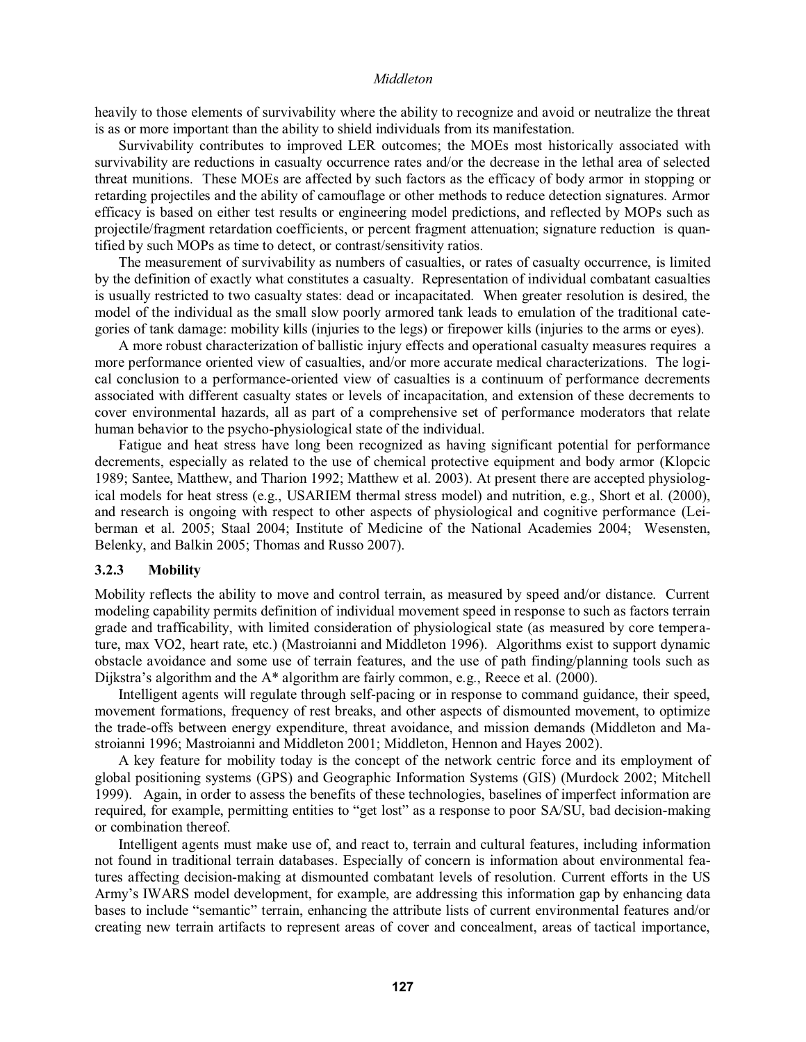heavily to those elements of survivability where the ability to recognize and avoid or neutralize the threat is as or more important than the ability to shield individuals from its manifestation.

Survivability contributes to improved LER outcomes; the MOEs most historically associated with survivability are reductions in casualty occurrence rates and/or the decrease in the lethal area of selected threat munitions. These MOEs are affected by such factors as the efficacy of body armor in stopping or retarding projectiles and the ability of camouflage or other methods to reduce detection signatures. Armor efficacy is based on either test results or engineering model predictions, and reflected by MOPs such as projectile/fragment retardation coefficients, or percent fragment attenuation; signature reduction is quantified by such MOPs as time to detect, or contrast/sensitivity ratios.

The measurement of survivability as numbers of casualties, or rates of casualty occurrence, is limited by the definition of exactly what constitutes a casualty. Representation of individual combatant casualties is usually restricted to two casualty states: dead or incapacitated. When greater resolution is desired, the model of the individual as the small slow poorly armored tank leads to emulation of the traditional categories of tank damage: mobility kills (injuries to the legs) or firepower kills (injuries to the arms or eyes).

A more robust characterization of ballistic injury effects and operational casualty measures requires a more performance oriented view of casualties, and/or more accurate medical characterizations. The logical conclusion to a performance-oriented view of casualties is a continuum of performance decrements associated with different casualty states or levels of incapacitation, and extension of these decrements to cover environmental hazards, all as part of a comprehensive set of performance moderators that relate human behavior to the psycho-physiological state of the individual.

Fatigue and heat stress have long been recognized as having significant potential for performance decrements, especially as related to the use of chemical protective equipment and body armor (Klopcic 1989; Santee, Matthew, and Tharion 1992; Matthew et al. 2003). At present there are accepted physiological models for heat stress (e.g., USARIEM thermal stress model) and nutrition, e.g., Short et al. (2000), and research is ongoing with respect to other aspects of physiological and cognitive performance (Leiberman et al. 2005; Staal 2004; Institute of Medicine of the National Academies 2004; Wesensten, Belenky, and Balkin 2005; Thomas and Russo 2007).

### 3.2.3 Mobility

Mobility reflects the ability to move and control terrain, as measured by speed and/or distance. Current modeling capability permits definition of individual movement speed in response to such as factors terrain grade and trafficability, with limited consideration of physiological state (as measured by core temperature, max VO2, heart rate, etc.) (Mastroianni and Middleton 1996). Algorithms exist to support dynamic obstacle avoidance and some use of terrain features, and the use of path finding/planning tools such as Dijkstra's algorithm and the A* algorithm are fairly common, e.g., Reece et al. (2000).

Intelligent agents will regulate through self-pacing or in response to command guidance, their speed, movement formations, frequency of rest breaks, and other aspects of dismounted movement, to optimize the trade-offs between energy expenditure, threat avoidance, and mission demands (Middleton and Mastroianni 1996; Mastroianni and Middleton 2001; Middleton, Hennon and Hayes 2002).

A key feature for mobility today is the concept of the network centric force and its employment of global positioning systems (GPS) and Geographic Information Systems (GIS) (Murdock 2002; Mitchell 1999). Again, in order to assess the benefits of these technologies, baselines of imperfect information are required, for example, permitting entities to "get lost" as a response to poor SA/SU, bad decision-making or combination thereof.

Intelligent agents must make use of, and react to, terrain and cultural features, including information not found in traditional terrain databases. Especially of concern is information about environmental features affecting decision-making at dismounted combatant levels of resolution. Current efforts in the US Army's IWARS model development, for example, are addressing this information gap by enhancing data bases to include "semantic" terrain, enhancing the attribute lists of current environmental features and/or creating new terrain artifacts to represent areas of cover and concealment, areas of tactical importance,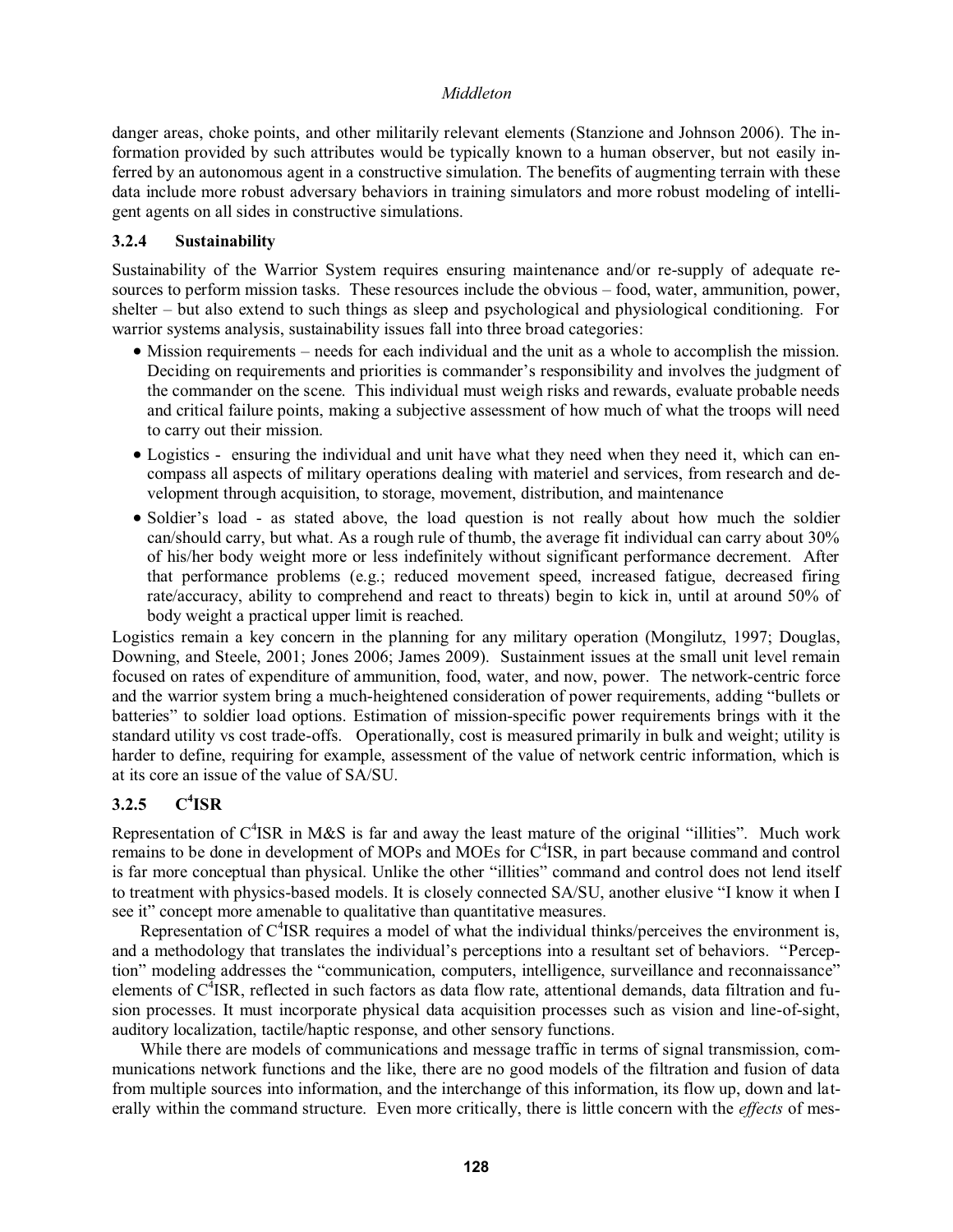danger areas, choke points, and other militarily relevant elements (Stanzione and Johnson 2006). The information provided by such attributes would be typically known to a human observer, but not easily inferred by an autonomous agent in a constructive simulation. The benefits of augmenting terrain with these data include more robust adversary behaviors in training simulators and more robust modeling of intelligent agents on all sides in constructive simulations.

### 3.2.4 Sustainability

Sustainability of the Warrior System requires ensuring maintenance and/or re-supply of adequate resources to perform mission tasks. These resources include the obvious – food, water, ammunition, power, shelter – but also extend to such things as sleep and psychological and physiological conditioning. For warrior systems analysis, sustainability issues fall into three broad categories:

- Mission requirements – needs for each individual and the unit as a whole to accomplish the mission. Deciding on requirements and priorities is commander's responsibility and involves the judgment of the commander on the scene. This individual must weigh risks and rewards, evaluate probable needs and critical failure points, making a subjective assessment of how much of what the troops will need to carry out their mission.
- Logistics - ensuring the individual and unit have what they need when they need it, which can encompass all aspects of military operations dealing with materiel and services, from research and development through acquisition, to storage, movement, distribution, and maintenance
- Soldier's load - as stated above, the load question is not really about how much the soldier can/should carry, but what. As a rough rule of thumb, the average fit individual can carry about 30% of his/her body weight more or less indefinitely without significant performance decrement. After that performance problems (e.g.; reduced movement speed, increased fatigue, decreased firing rate/accuracy, ability to comprehend and react to threats) begin to kick in, until at around 50% of body weight a practical upper limit is reached.

Logistics remain a key concern in the planning for any military operation (Mongilutz, 1997; Douglas, Downing, and Steele, 2001; Jones 2006; James 2009). Sustainment issues at the small unit level remain focused on rates of expenditure of ammunition, food, water, and now, power. The network-centric force and the warrior system bring a much-heightened consideration of power requirements, adding "bullets or batteries" to soldier load options. Estimation of mission-specific power requirements brings with it the standard utility vs cost trade-offs. Operationally, cost is measured primarily in bulk and weight; utility is harder to define, requiring for example, assessment of the value of network centric information, which is at its core an issue of the value of SA/SU.

### 3.2.5 $C^4$ISR

Representation of $C^4$ISR in M&S is far and away the least mature of the original "illities". Much work remains to be done in development of MOPs and MOEs for $C^4$ISR, in part because command and control is far more conceptual than physical. Unlike the other "illities" command and control does not lend itself to treatment with physics-based models. It is closely connected SA/SU, another elusive "I know it when I see it" concept more amenable to qualitative than quantitative measures.

Representation of $C^4$ISR requires a model of what the individual thinks/perceives the environment is, and a methodology that translates the individual's perceptions into a resultant set of behaviors. "Perception" modeling addresses the "communication, computers, intelligence, surveillance and reconnaissance" elements of $C^4$ISR, reflected in such factors as data flow rate, attentional demands, data filtration and fusion processes. It must incorporate physical data acquisition processes such as vision and line-of-sight, auditory localization, tactile/haptic response, and other sensory functions.

While there are models of communications and message traffic in terms of signal transmission, communications network functions and the like, there are no good models of the filtration and fusion of data from multiple sources into information, and the interchange of this information, its flow up, down and laterally within the command structure. Even more critically, there is little concern with the *effects* of mes-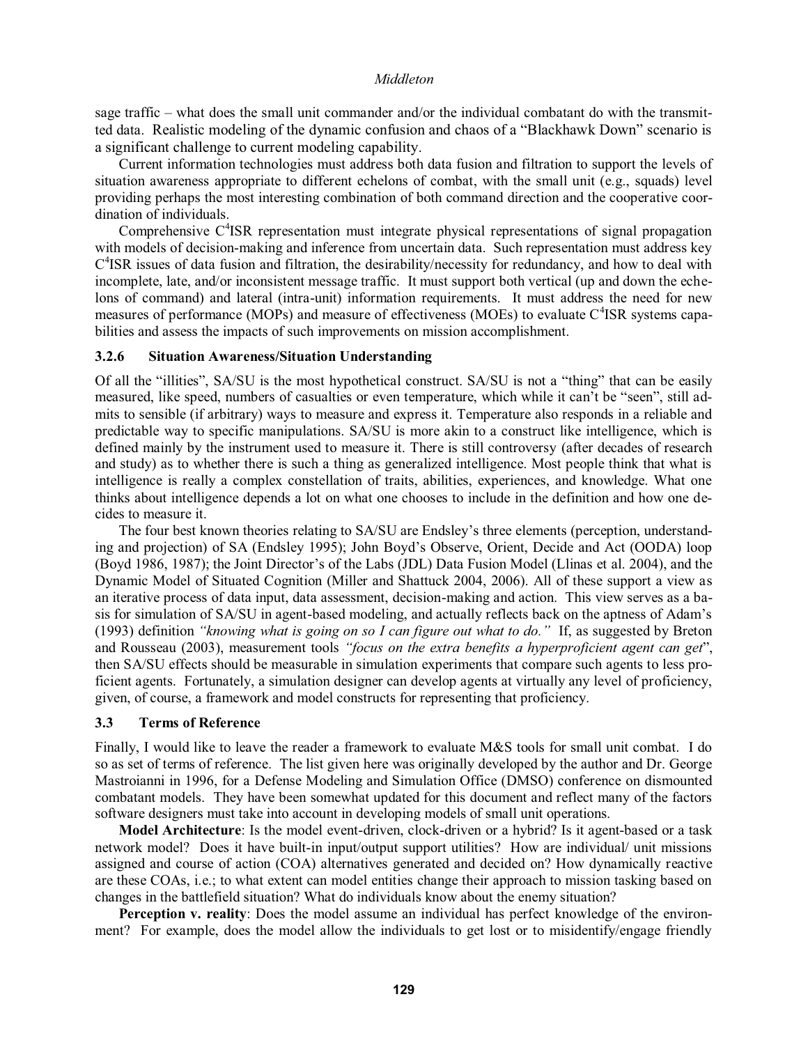sage traffic – what does the small unit commander and/or the individual combatant do with the transmitted data. Realistic modeling of the dynamic confusion and chaos of a "Blackhawk Down" scenario is a significant challenge to current modeling capability.

Current information technologies must address both data fusion and filtration to support the levels of situation awareness appropriate to different echelons of combat, with the small unit (e.g., squads) level providing perhaps the most interesting combination of both command direction and the cooperative coordination of individuals.

Comprehensive C$^4$ISR representation must integrate physical representations of signal propagation with models of decision-making and inference from uncertain data. Such representation must address key C$^4$ISR issues of data fusion and filtration, the desirability/necessity for redundancy, and how to deal with incomplete, late, and/or inconsistent message traffic. It must support both vertical (up and down the echelons of command) and lateral (intra-unit) information requirements. It must address the need for new measures of performance (MOPs) and measure of effectiveness (MOEs) to evaluate C$^4$ISR systems capabilities and assess the impacts of such improvements on mission accomplishment.

### 3.2.6 Situation Awareness/Situation Understanding

Of all the "illities", SA/SU is the most hypothetical construct. SA/SU is not a "thing" that can be easily measured, like speed, numbers of casualties or even temperature, which while it can't be "seen", still admits to sensible (if arbitrary) ways to measure and express it. Temperature also responds in a reliable and predictable way to specific manipulations. SA/SU is more akin to a construct like intelligence, which is defined mainly by the instrument used to measure it. There is still controversy (after decades of research and study) as to whether there is such a thing as generalized intelligence. Most people think that what is intelligence is really a complex constellation of traits, abilities, experiences, and knowledge. What one thinks about intelligence depends a lot on what one chooses to include in the definition and how one decides to measure it.

The four best known theories relating to SA/SU are Endsley's three elements (perception, understanding and projection) of SA (Endsley 1995); John Boyd's Observe, Orient, Decide and Act (OODA) loop (Boyd 1986, 1987); the Joint Director's of the Labs (JDL) Data Fusion Model (Llinas et al. 2004), and the Dynamic Model of Situated Cognition (Miller and Shattuck 2004, 2006). All of these support a view as an iterative process of data input, data assessment, decision-making and action. This view serves as a basis for simulation of SA/SU in agent-based modeling, and actually reflects back on the aptness of Adam's (1993) definition *"knowing what is going on so I can figure out what to do."* If, as suggested by Breton and Rousseau (2003), measurement tools *"focus on the extra benefits a hyperproficient agent can get"*, then SA/SU effects should be measurable in simulation experiments that compare such agents to less proficient agents. Fortunately, a simulation designer can develop agents at virtually any level of proficiency, given, of course, a framework and model constructs for representing that proficiency.

## 3.3 Terms of Reference

Finally, I would like to leave the reader a framework to evaluate M&S tools for small unit combat. I do so as set of terms of reference. The list given here was originally developed by the author and Dr. George Mastroianni in 1996, for a Defense Modeling and Simulation Office (DMSO) conference on dismounted combatant models. They have been somewhat updated for this document and reflect many of the factors software designers must take into account in developing models of small unit operations.

**Model Architecture**: Is the model event-driven, clock-driven or a hybrid? Is it agent-based or a task network model? Does it have built-in input/output support utilities? How are individual/ unit missions assigned and course of action (COA) alternatives generated and decided on? How dynamically reactive are these COAs, i.e.; to what extent can model entities change their approach to mission tasking based on changes in the battlefield situation? What do individuals know about the enemy situation?

**Perception v. reality**: Does the model assume an individual has perfect knowledge of the environment? For example, does the model allow the individuals to get lost or to misidentify/engage friendly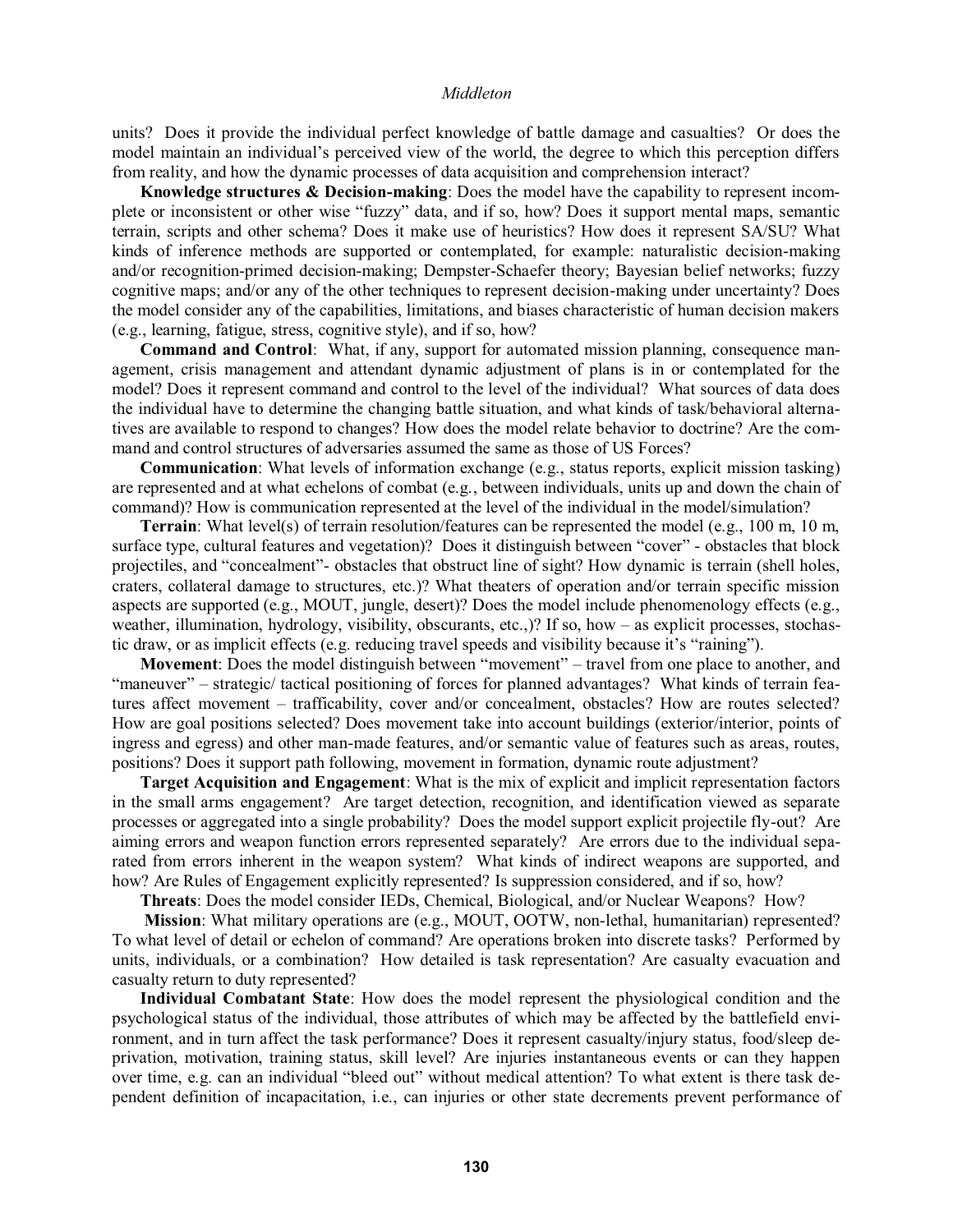units? Does it provide the individual perfect knowledge of battle damage and casualties? Or does the model maintain an individual's perceived view of the world, the degree to which this perception differs from reality, and how the dynamic processes of data acquisition and comprehension interact?

**Knowledge structures & Decision-making**: Does the model have the capability to represent incomplete or inconsistent or other wise "fuzzy" data, and if so, how? Does it support mental maps, semantic terrain, scripts and other schema? Does it make use of heuristics? How does it represent SA/SU? What kinds of inference methods are supported or contemplated, for example: naturalistic decision-making and/or recognition-primed decision-making; Dempster-Schaefer theory; Bayesian belief networks; fuzzy cognitive maps; and/or any of the other techniques to represent decision-making under uncertainty? Does the model consider any of the capabilities, limitations, and biases characteristic of human decision makers (e.g., learning, fatigue, stress, cognitive style), and if so, how?

**Command and Control**: What, if any, support for automated mission planning, consequence management, crisis management and attendant dynamic adjustment of plans is in or contemplated for the model? Does it represent command and control to the level of the individual? What sources of data does the individual have to determine the changing battle situation, and what kinds of task/behavioral alternatives are available to respond to changes? How does the model relate behavior to doctrine? Are the command and control structures of adversaries assumed the same as those of US Forces?

**Communication**: What levels of information exchange (e.g., status reports, explicit mission tasking) are represented and at what echelons of combat (e.g., between individuals, units up and down the chain of command)? How is communication represented at the level of the individual in the model/simulation?

**Terrain**: What level(s) of terrain resolution/features can be represented the model (e.g., 100 m, 10 m, surface type, cultural features and vegetation)? Does it distinguish between "cover" - obstacles that block projectiles, and "concealment"- obstacles that obstruct line of sight? How dynamic is terrain (shell holes, craters, collateral damage to structures, etc.)? What theaters of operation and/or terrain specific mission aspects are supported (e.g., MOUT, jungle, desert)? Does the model include phenomenology effects (e.g., weather, illumination, hydrology, visibility, obscurants, etc.,)? If so, how – as explicit processes, stochastic draw, or as implicit effects (e.g. reducing travel speeds and visibility because it's "raining").

**Movement**: Does the model distinguish between "movement" – travel from one place to another, and "maneuver" – strategic/ tactical positioning of forces for planned advantages? What kinds of terrain features affect movement – trafficability, cover and/or concealment, obstacles? How are routes selected? How are goal positions selected? Does movement take into account buildings (exterior/interior, points of ingress and egress) and other man-made features, and/or semantic value of features such as areas, routes, positions? Does it support path following, movement in formation, dynamic route adjustment?

**Target Acquisition and Engagement**: What is the mix of explicit and implicit representation factors in the small arms engagement? Are target detection, recognition, and identification viewed as separate processes or aggregated into a single probability? Does the model support explicit projectile fly-out? Are aiming errors and weapon function errors represented separately? Are errors due to the individual separated from errors inherent in the weapon system? What kinds of indirect weapons are supported, and how? Are Rules of Engagement explicitly represented? Is suppression considered, and if so, how?

**Threats**: Does the model consider IEDs, Chemical, Biological, and/or Nuclear Weapons? How?

**Mission**: What military operations are (e.g., MOUT, OOTW, non-lethal, humanitarian) represented? To what level of detail or echelon of command? Are operations broken into discrete tasks? Performed by units, individuals, or a combination? How detailed is task representation? Are casualty evacuation and casualty return to duty represented?

**Individual Combatant State**: How does the model represent the physiological condition and the psychological status of the individual, those attributes of which may be affected by the battlefield environment, and in turn affect the task performance? Does it represent casualty/injury status, food/sleep deprivation, motivation, training status, skill level? Are injuries instantaneous events or can they happen over time, e.g. can an individual "bleed out" without medical attention? To what extent is there task dependent definition of incapacitation, i.e., can injuries or other state decrements prevent performance of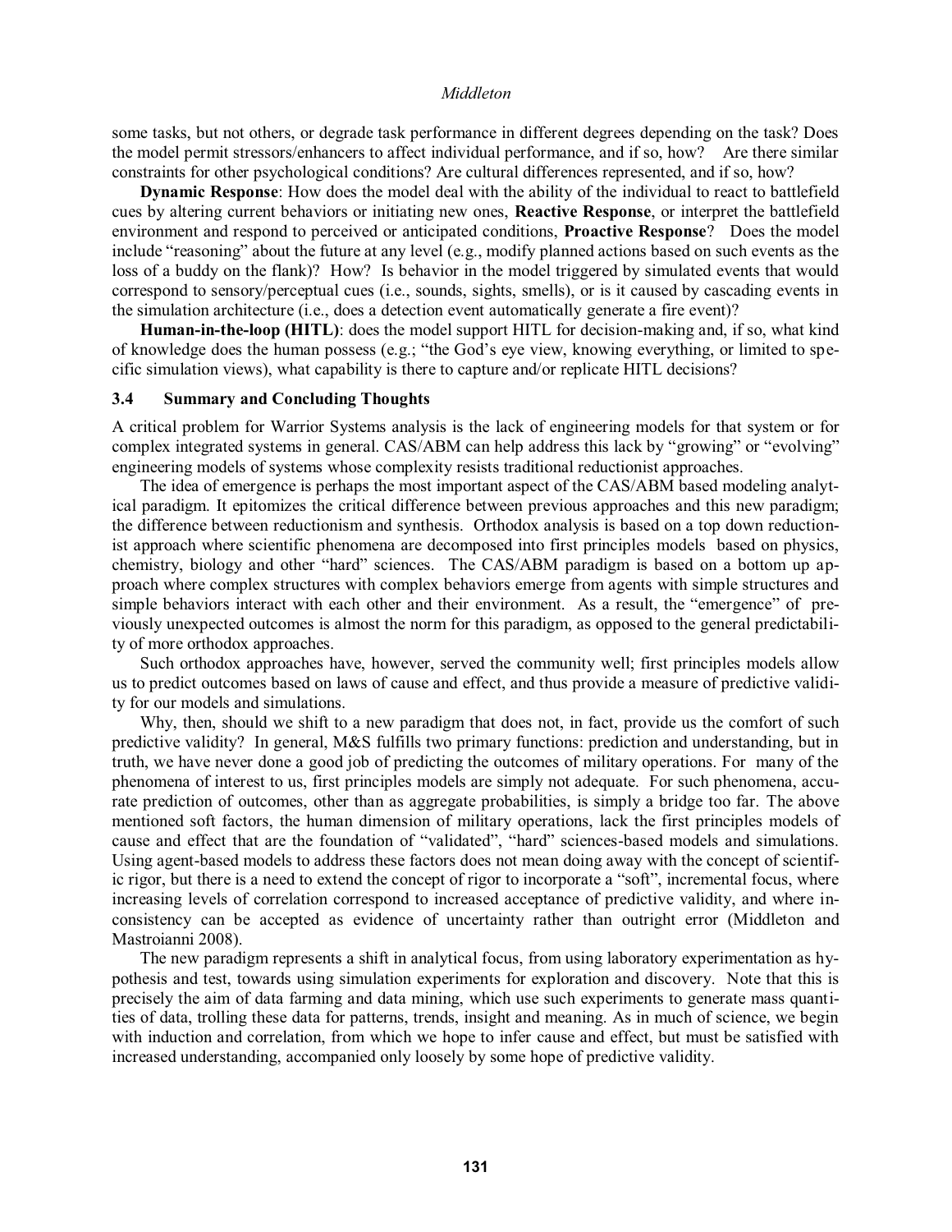some tasks, but not others, or degrade task performance in different degrees depending on the task? Does the model permit stressors/enhancers to affect individual performance, and if so, how? Are there similar constraints for other psychological conditions? Are cultural differences represented, and if so, how?

**Dynamic Response**: How does the model deal with the ability of the individual to react to battlefield cues by altering current behaviors or initiating new ones, **Reactive Response**, or interpret the battlefield environment and respond to perceived or anticipated conditions, **Proactive Response**? Does the model include "reasoning" about the future at any level (e.g., modify planned actions based on such events as the loss of a buddy on the flank)? How? Is behavior in the model triggered by simulated events that would correspond to sensory/perceptual cues (i.e., sounds, sights, smells), or is it caused by cascading events in the simulation architecture (i.e., does a detection event automatically generate a fire event)?

**Human-in-the-loop (HITL)**: does the model support HITL for decision-making and, if so, what kind of knowledge does the human possess (e.g.; "the God's eye view, knowing everything, or limited to specific simulation views), what capability is there to capture and/or replicate HITL decisions?

### 3.4 Summary and Concluding Thoughts

A critical problem for Warrior Systems analysis is the lack of engineering models for that system or for complex integrated systems in general. CAS/ABM can help address this lack by "growing" or "evolving" engineering models of systems whose complexity resists traditional reductionist approaches.

The idea of emergence is perhaps the most important aspect of the CAS/ABM based modeling analytical paradigm. It epitomizes the critical difference between previous approaches and this new paradigm; the difference between reductionism and synthesis. Orthodox analysis is based on a top down reductionist approach where scientific phenomena are decomposed into first principles models based on physics, chemistry, biology and other "hard" sciences. The CAS/ABM paradigm is based on a bottom up approach where complex structures with complex behaviors emerge from agents with simple structures and simple behaviors interact with each other and their environment. As a result, the "emergence" of previously unexpected outcomes is almost the norm for this paradigm, as opposed to the general predictability of more orthodox approaches.

Such orthodox approaches have, however, served the community well; first principles models allow us to predict outcomes based on laws of cause and effect, and thus provide a measure of predictive validity for our models and simulations.

Why, then, should we shift to a new paradigm that does not, in fact, provide us the comfort of such predictive validity? In general, M&S fulfills two primary functions: prediction and understanding, but in truth, we have never done a good job of predicting the outcomes of military operations. For many of the phenomena of interest to us, first principles models are simply not adequate. For such phenomena, accurate prediction of outcomes, other than as aggregate probabilities, is simply a bridge too far. The above mentioned soft factors, the human dimension of military operations, lack the first principles models of cause and effect that are the foundation of "validated", "hard" sciences-based models and simulations. Using agent-based models to address these factors does not mean doing away with the concept of scientific rigor, but there is a need to extend the concept of rigor to incorporate a "soft", incremental focus, where increasing levels of correlation correspond to increased acceptance of predictive validity, and where inconsistency can be accepted as evidence of uncertainty rather than outright error (Middleton and Mastroianni 2008).

The new paradigm represents a shift in analytical focus, from using laboratory experimentation as hypothesis and test, towards using simulation experiments for exploration and discovery. Note that this is precisely the aim of data farming and data mining, which use such experiments to generate mass quantities of data, trolling these data for patterns, trends, insight and meaning. As in much of science, we begin with induction and correlation, from which we hope to infer cause and effect, but must be satisfied with increased understanding, accompanied only loosely by some hope of predictive validity.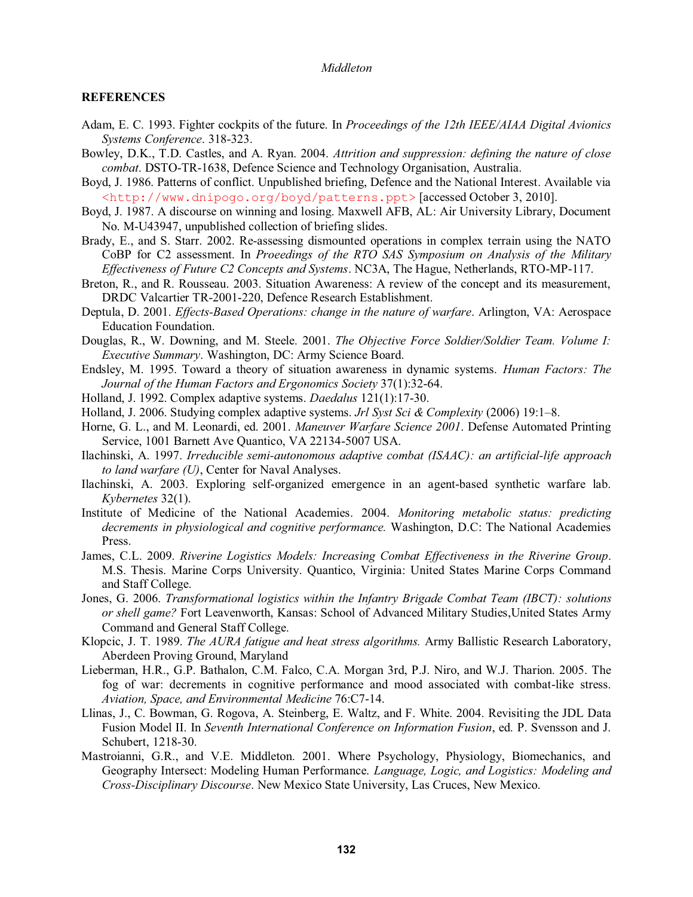## REFERENCES

Adam, E. C. 1993. Fighter cockpits of the future. In *Proceedings of the 12th IEEE/AIAA Digital Avionics Systems Conference*. 318-323.

Bowley, D.K., T.D. Castles, and A. Ryan. 2004. *Attrition and suppression: defining the nature of close combat*. DSTO-TR-1638, Defence Science and Technology Organisation, Australia.

Boyd, J. 1986. Patterns of conflict. Unpublished briefing, Defence and the National Interest. Available via <http://www.dnipogo.org/boyd/patterns.ppt> [accessed October 3, 2010].

Boyd, J. 1987. A discourse on winning and losing. Maxwell AFB, AL: Air University Library, Document No. M-U43947, unpublished collection of briefing slides.

Brady, E., and S. Starr. 2002. Re-assessing dismounted operations in complex terrain using the NATO CoBP for C2 assessment. In *Proeedings of the RTO SAS Symposium on Analysis of the Military Effectiveness of Future C2 Concepts and Systems*. NC3A, The Hague, Netherlands, RTO-MP-117.

Breton, R., and R. Rousseau. 2003. Situation Awareness: A review of the concept and its measurement, DRDC Valcartier TR-2001-220, Defence Research Establishment.

Deptula, D. 2001. *Effects-Based Operations: change in the nature of warfare*. Arlington, VA: Aerospace Education Foundation.

Douglas, R., W. Downing, and M. Steele. 2001. *The Objective Force Soldier/Soldier Team. Volume I: Executive Summary*. Washington, DC: Army Science Board.

Endsley, M. 1995. Toward a theory of situation awareness in dynamic systems. *Human Factors: The Journal of the Human Factors and Ergonomics Society* 37(1):32-64.

Holland, J. 1992. Complex adaptive systems. *Daedalus* 121(1):17-30.

Holland, J. 2006. Studying complex adaptive systems. *Jrl Syst Sci & Complexity* (2006) 19:1–8.

Horne, G. L., and M. Leonardi, ed. 2001. *Maneuver Warfare Science 2001*. Defense Automated Printing Service, 1001 Barnett Ave Quantico, VA 22134-5007 USA.

Ilachinski, A. 1997. *Irreducible semi-autonomous adaptive combat (ISAAC): an artificial-life approach to land warfare (U)*, Center for Naval Analyses.

Ilachinski, A. 2003. Exploring self-organized emergence in an agent-based synthetic warfare lab. *Kybernetes* 32(1).

Institute of Medicine of the National Academies. 2004. *Monitoring metabolic status: predicting decrements in physiological and cognitive performance.* Washington, D.C: The National Academies Press.

James, C.L. 2009. *Riverine Logistics Models: Increasing Combat Effectiveness in the Riverine Group*. M.S. Thesis. Marine Corps University. Quantico, Virginia: United States Marine Corps Command and Staff College.

Jones, G. 2006. *Transformational logistics within the Infantry Brigade Combat Team (IBCT): solutions or shell game?* Fort Leavenworth, Kansas: School of Advanced Military Studies,United States Army Command and General Staff College.

Klopcic, J. T. 1989. *The AURA fatigue and heat stress algorithms.* Army Ballistic Research Laboratory, Aberdeen Proving Ground, Maryland

Lieberman, H.R., G.P. Bathalon, C.M. Falco, C.A. Morgan 3rd, P.J. Niro, and W.J. Tharion. 2005. The fog of war: decrements in cognitive performance and mood associated with combat-like stress. *Aviation, Space, and Environmental Medicine* 76:C7-14.

Llinas, J., C. Bowman, G. Rogova, A. Steinberg, E. Waltz, and F. White. 2004. Revisiting the JDL Data Fusion Model II. In *Seventh International Conference on Information Fusion*, ed. P. Svensson and J. Schubert, 1218-30.

Mastroianni, G.R., and V.E. Middleton. 2001. Where Psychology, Physiology, Biomechanics, and Geography Intersect: Modeling Human Performance. *Language, Logic, and Logistics: Modeling and Cross-Disciplinary Discourse*. New Mexico State University, Las Cruces, New Mexico.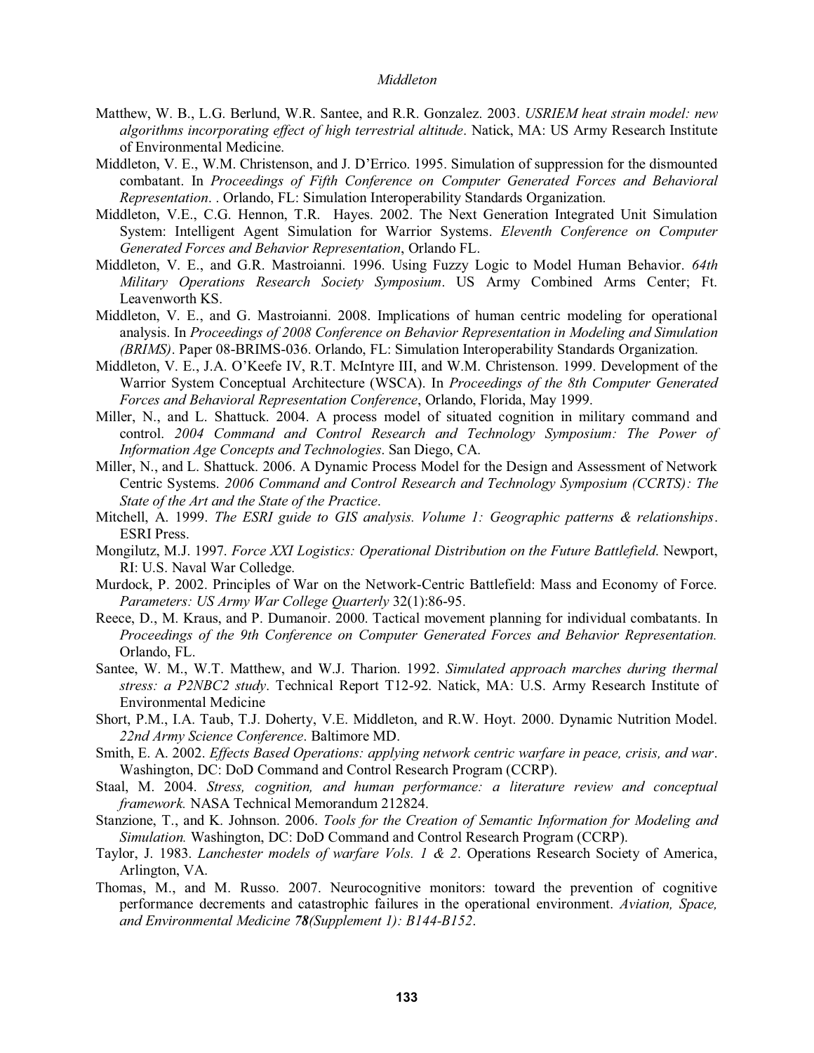Matthew, W. B., L.G. Berlund, W.R. Santee, and R.R. Gonzalez. 2003. *USRIEM heat strain model: new algorithms incorporating effect of high terrestrial altitude*. Natick, MA: US Army Research Institute of Environmental Medicine.

Middleton, V. E., W.M. Christenson, and J. D'Errico. 1995. Simulation of suppression for the dismounted combatant. In *Proceedings of Fifth Conference on Computer Generated Forces and Behavioral Representation*. . Orlando, FL: Simulation Interoperability Standards Organization.

Middleton, V.E., C.G. Hennon, T.R. Hayes. 2002. The Next Generation Integrated Unit Simulation System: Intelligent Agent Simulation for Warrior Systems. *Eleventh Conference on Computer Generated Forces and Behavior Representation*, Orlando FL.

Middleton, V. E., and G.R. Mastroianni. 1996. Using Fuzzy Logic to Model Human Behavior. *64th Military Operations Research Society Symposium*. US Army Combined Arms Center; Ft. Leavenworth KS.

Middleton, V. E., and G. Mastroianni. 2008. Implications of human centric modeling for operational analysis. In *Proceedings of 2008 Conference on Behavior Representation in Modeling and Simulation (BRIMS)*. Paper 08-BRIMS-036. Orlando, FL: Simulation Interoperability Standards Organization.

Middleton, V. E., J.A. O'Keefe IV, R.T. McIntyre III, and W.M. Christenson. 1999. Development of the Warrior System Conceptual Architecture (WSCA). In *Proceedings of the 8th Computer Generated Forces and Behavioral Representation Conference*, Orlando, Florida, May 1999.

Miller, N., and L. Shattuck. 2004. A process model of situated cognition in military command and control. *2004 Command and Control Research and Technology Symposium: The Power of Information Age Concepts and Technologies*. San Diego, CA.

Miller, N., and L. Shattuck. 2006. A Dynamic Process Model for the Design and Assessment of Network Centric Systems. *2006 Command and Control Research and Technology Symposium (CCRTS): The State of the Art and the State of the Practice*.

Mitchell, A. 1999. *The ESRI guide to GIS analysis. Volume 1: Geographic patterns & relationships*. ESRI Press.

Mongilutz, M.J. 1997. *Force XXI Logistics: Operational Distribution on the Future Battlefield*. Newport, RI: U.S. Naval War Colledge.

Murdock, P. 2002. Principles of War on the Network-Centric Battlefield: Mass and Economy of Force. *Parameters: US Army War College Quarterly* 32(1):86-95.

Reece, D., M. Kraus, and P. Dumanoir. 2000. Tactical movement planning for individual combatants. In *Proceedings of the 9th Conference on Computer Generated Forces and Behavior Representation.* Orlando, FL.

Santee, W. M., W.T. Matthew, and W.J. Tharion. 1992. *Simulated approach marches during thermal stress: a P2NBC2 study*. Technical Report T12-92. Natick, MA: U.S. Army Research Institute of Environmental Medicine

Short, P.M., I.A. Taub, T.J. Doherty, V.E. Middleton, and R.W. Hoyt. 2000. Dynamic Nutrition Model. *22nd Army Science Conference*. Baltimore MD.

Smith, E. A. 2002. *Effects Based Operations: applying network centric warfare in peace, crisis, and war*. Washington, DC: DoD Command and Control Research Program (CCRP).

Staal, M. 2004. *Stress, cognition, and human performance: a literature review and conceptual framework.* NASA Technical Memorandum 212824.

Stanzione, T., and K. Johnson. 2006. *Tools for the Creation of Semantic Information for Modeling and Simulation.* Washington, DC: DoD Command and Control Research Program (CCRP).

Taylor, J. 1983. *Lanchester models of warfare Vols. 1 & 2*. Operations Research Society of America, Arlington, VA.

Thomas, M., and M. Russo. 2007. Neurocognitive monitors: toward the prevention of cognitive performance decrements and catastrophic failures in the operational environment. *Aviation, Space, and Environmental Medicine **78**(Supplement 1): B144-B152*.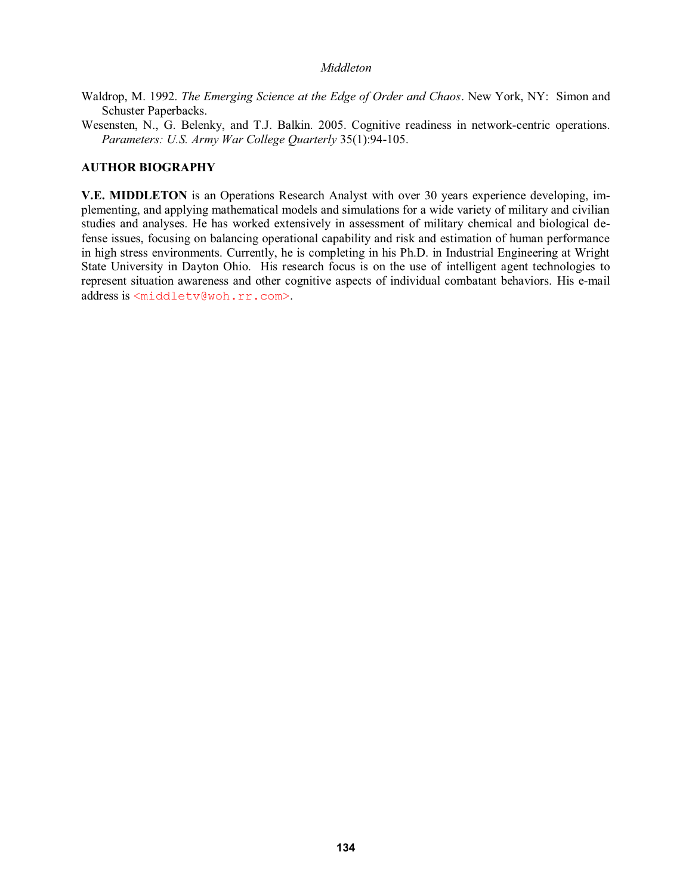Waldrop, M. 1992. *The Emerging Science at the Edge of Order and Chaos*. New York, NY: Simon and Schuster Paperbacks.

Wesensten, N., G. Belenky, and T.J. Balkin. 2005. Cognitive readiness in network-centric operations. *Parameters: U.S. Army War College Quarterly* 35(1):94-105.

## AUTHOR BIOGRAPHY

**V.E. MIDDLETON** is an Operations Research Analyst with over 30 years experience developing, implementing, and applying mathematical models and simulations for a wide variety of military and civilian studies and analyses. He has worked extensively in assessment of military chemical and biological defense issues, focusing on balancing operational capability and risk and estimation of human performance in high stress environments. Currently, he is completing in his Ph.D. in Industrial Engineering at Wright State University in Dayton Ohio. His research focus is on the use of intelligent agent technologies to represent situation awareness and other cognitive aspects of individual combatant behaviors. His e-mail address is <middletv@woh.rr.com>.